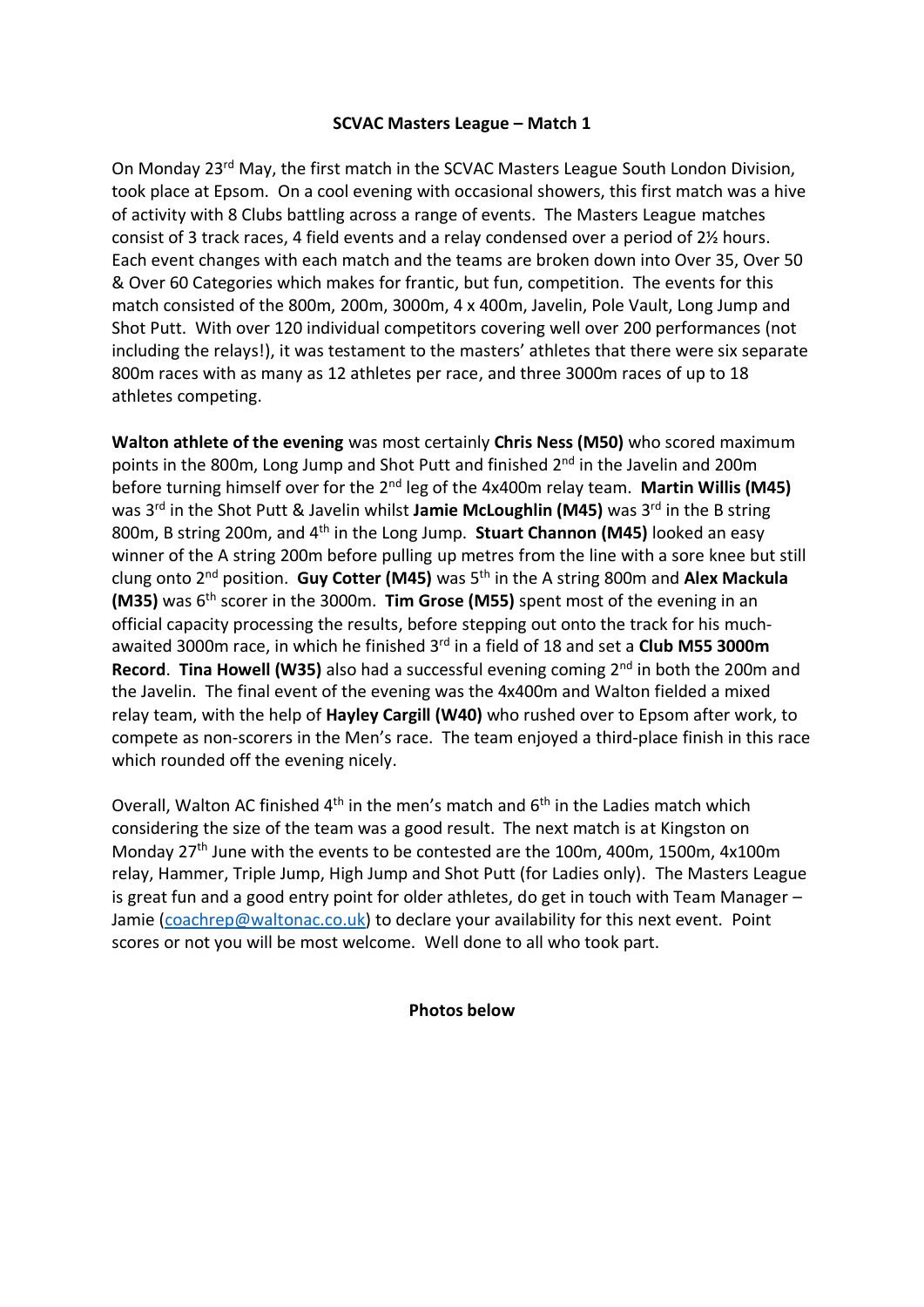**SCVAC Masters League – Match 1**

On Monday 23rd May, the first match in the SCVAC Masters League South London Division, took place at Epsom. On a cool evening with occasional showers, this first match was a hive of activity with 8 Clubs battling across a range of events. The Masters League matches consist of 3 track races, 4 field events and a relay condensed over a period of 2½ hours. Each event changes with each match and the teams are broken down into Over 35, Over 50 & Over 60 Categories which makes for frantic, but fun, competition. The events for this match consisted of the 800m, 200m, 3000m, 4 x 400m, Javelin, Pole Vault, Long Jump and Shot Putt. With over 120 individual competitors covering well over 200 performances (not including the relays!), it was testament to the masters' athletes that there were six separate 800m races with as many as 12 athletes per race, and three 3000m races of up to 18 athletes competing.

**Walton athlete of the evening** was most certainly **Chris Ness (M50)** who scored maximum points in the 800m, Long Jump and Shot Putt and finished 2nd in the Javelin and 200m before turning himself over for the 2nd leg of the 4x400m relay team. **Martin Willis (M45)** was 3rd in the Shot Putt & Javelin whilst **Jamie McLoughlin (M45)** was 3rd in the B string 800m, B string 200m, and 4th in the Long Jump. **Stuart Channon (M45)** looked an easy winner of the A string 200m before pulling up metres from the line with a sore knee but still clung onto 2nd position. **Guy Cotter (M45)** was 5th in the A string 800m and **Alex Mackula (M35)** was 6th scorer in the 3000m. **Tim Grose (M55)** spent most of the evening in an official capacity processing the results, before stepping out onto the track for his much-awaited 3000m race, in which he finished 3rd in a field of 18 and set a **Club M55 3000m Record**. **Tina Howell (W35)** also had a successful evening coming 2nd in both the 200m and the Javelin. The final event of the evening was the 4x400m and Walton fielded a mixed relay team, with the help of **Hayley Cargill (W40)** who rushed over to Epsom after work, to compete as non-scorers in the Men's race. The team enjoyed a third-place finish in this race which rounded off the evening nicely.

Overall, Walton AC finished 4th in the men's match and 6th in the Ladies match which considering the size of the team was a good result. The next match is at Kingston on Monday 27th June with the events to be contested are the 100m, 400m, 1500m, 4x100m relay, Hammer, Triple Jump, High Jump and Shot Putt (for Ladies only). The Masters League is great fun and a good entry point for older athletes, do get in touch with Team Manager – Jamie (coachrep@waltonac.co.uk) to declare your availability for this next event. Point scores or not you will be most welcome. Well done to all who took part.

**Photos below**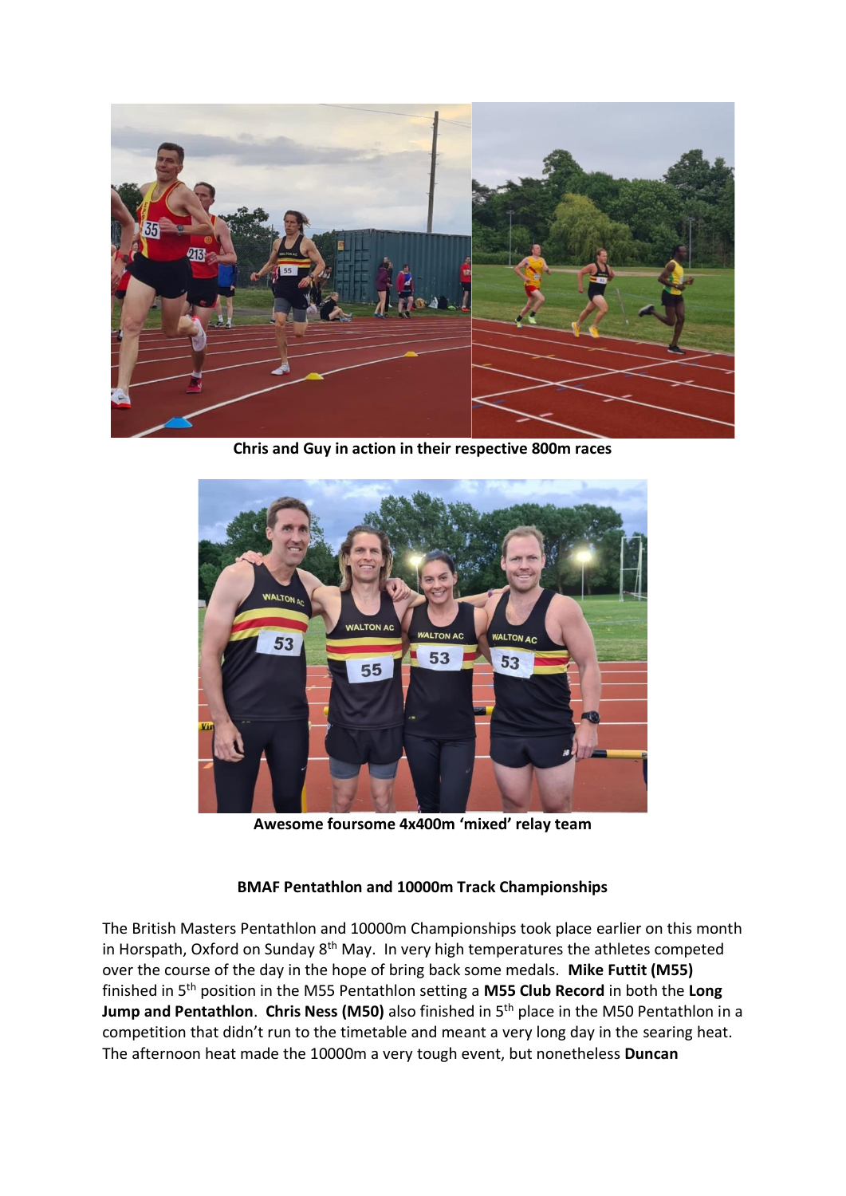**Chris and Guy in action in their respective 800m races**

**Awesome foursome 4x400m 'mixed' relay team**

**BMAF Pentathlon and 10000m Track Championships**

The British Masters Pentathlon and 10000m Championships took place earlier on this month in Horspath, Oxford on Sunday 8th May. In very high temperatures the athletes competed over the course of the day in the hope of bring back some medals. **Mike Futtit (M55)** finished in 5th position in the M55 Pentathlon setting a **M55 Club Record** in both the **Long Jump and Pentathlon**. **Chris Ness (M50)** also finished in 5th place in the M50 Pentathlon in a competition that didn't run to the timetable and meant a very long day in the searing heat. The afternoon heat made the 10000m a very tough event, but nonetheless **Duncan**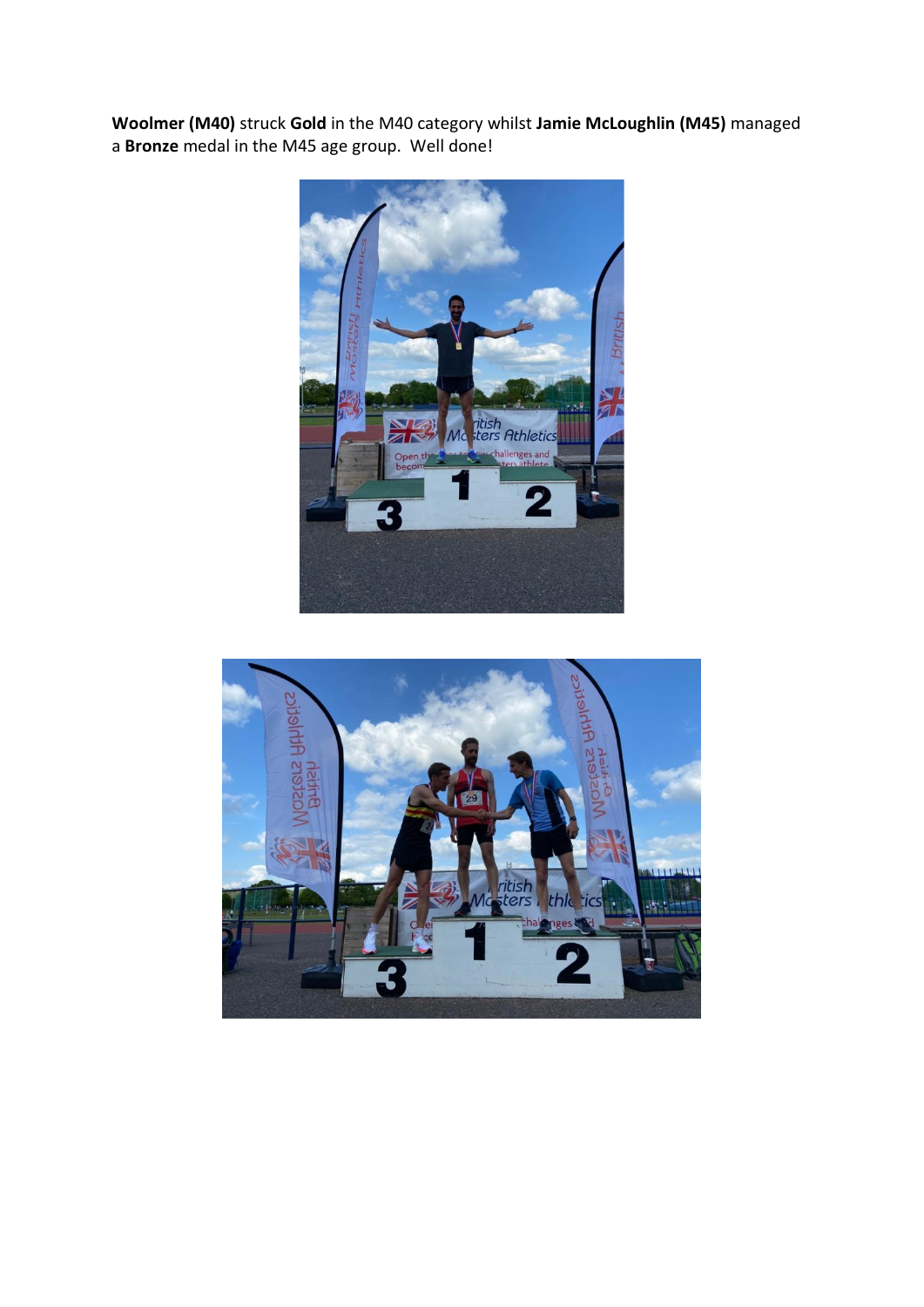**Woolmer (M40)** struck **Gold** in the M40 category whilst **Jamie McLoughlin (M45)** managed a **Bronze** medal in the M45 age group. Well done!